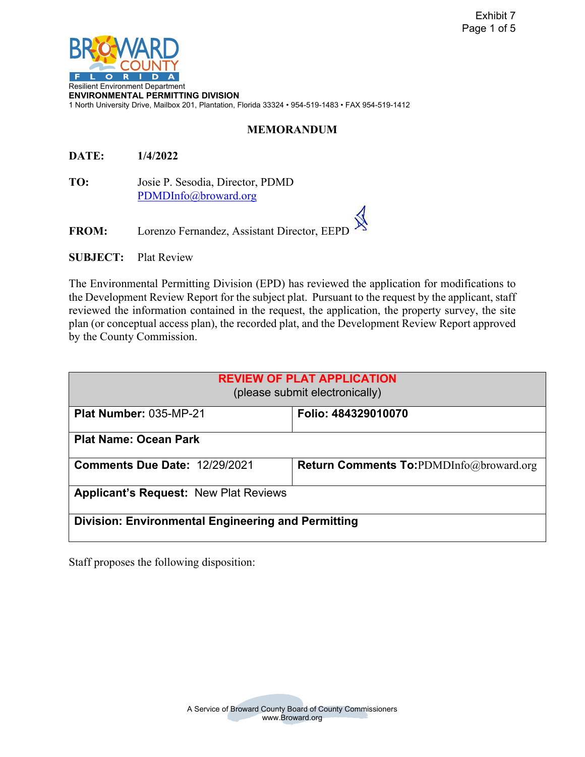Exhibit 7

Resilient Environment Department
**ENVIRONMENTAL PERMITTING DIVISION**
1 North University Drive, Mailbox 201, Plantation, Florida 33324 • 954-519-1483 • FAX 954-519-1412

## MEMORANDUM

**DATE:** **1/4/2022**

**TO:** Josie P. Sesodia, Director, PDMD
PDMDInfo@broward.org

**FROM:** Lorenzo Fernandez, Assistant Director, EEPD

**SUBJECT:** Plat Review

The Environmental Permitting Division (EPD) has reviewed the application for modifications to the Development Review Report for the subject plat. Pursuant to the request by the applicant, staff reviewed the information contained in the request, the application, the property survey, the site plan (or conceptual access plan), the recorded plat, and the Development Review Report approved by the County Commission.

| **REVIEW OF PLAT APPLICATION** (please submit electronically) | |
|---|---|
| **Plat Number:** 035-MP-21 | **Folio: 484329010070** |
| **Plat Name: Ocean Park** | |
| **Comments Due Date:** 12/29/2021 | **Return Comments To:** PDMDInfo@broward.org |
| **Applicant's Request:** New Plat Reviews | |
| **Division: Environmental Engineering and Permitting** | |

Staff proposes the following disposition:

A Service of Broward County Board of County Commissioners
www.Broward.org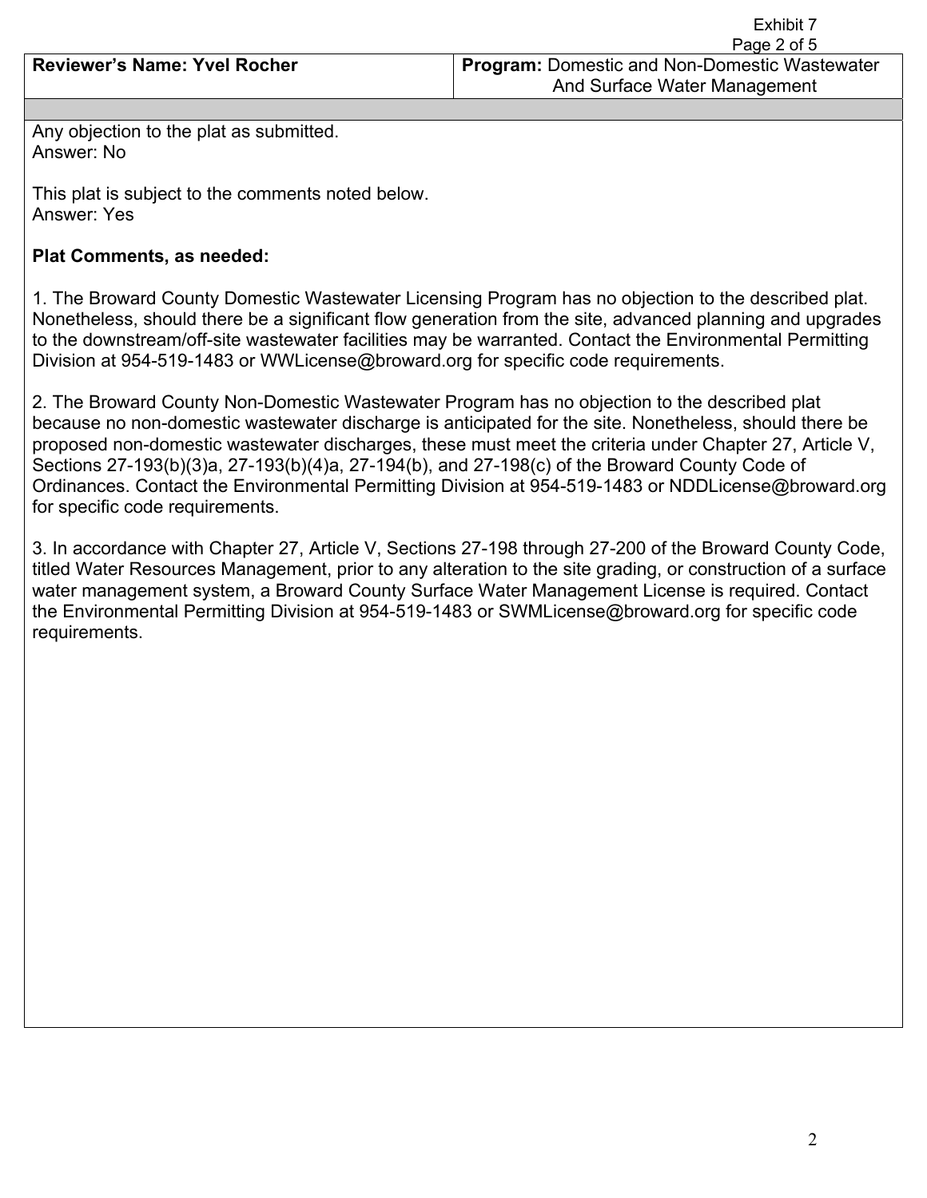| **Reviewer's Name: Yvel Rocher** | **Program:** Domestic and Non-Domestic Wastewater And Surface Water Management |
| --- | --- |

Any objection to the plat as submitted.
Answer: No

This plat is subject to the comments noted below.
Answer: Yes

**Plat Comments, as needed:**

1. The Broward County Domestic Wastewater Licensing Program has no objection to the described plat. Nonetheless, should there be a significant flow generation from the site, advanced planning and upgrades to the downstream/off-site wastewater facilities may be warranted. Contact the Environmental Permitting Division at 954-519-1483 or WWLicense@broward.org for specific code requirements.

2. The Broward County Non-Domestic Wastewater Program has no objection to the described plat because no non-domestic wastewater discharge is anticipated for the site. Nonetheless, should there be proposed non-domestic wastewater discharges, these must meet the criteria under Chapter 27, Article V, Sections 27-193(b)(3)a, 27-193(b)(4)a, 27-194(b), and 27-198(c) of the Broward County Code of Ordinances. Contact the Environmental Permitting Division at 954-519-1483 or NDDLicense@broward.org for specific code requirements.

3. In accordance with Chapter 27, Article V, Sections 27-198 through 27-200 of the Broward County Code, titled Water Resources Management, prior to any alteration to the site grading, or construction of a surface water management system, a Broward County Surface Water Management License is required. Contact the Environmental Permitting Division at 954-519-1483 or SWMLicense@broward.org for specific code requirements.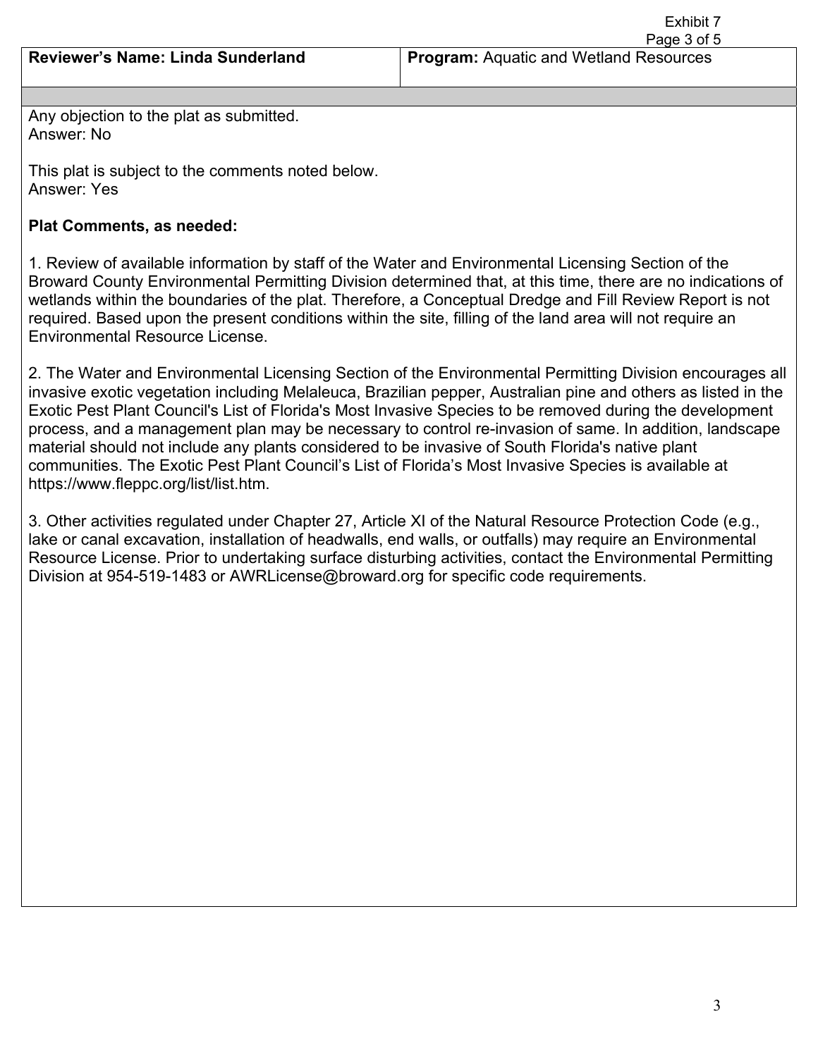Exhibit 7

| **Reviewer's Name: Linda Sunderland** | **Program:** Aquatic and Wetland Resources |
| --- | --- |

Any objection to the plat as submitted.
Answer: No

This plat is subject to the comments noted below.
Answer: Yes

**Plat Comments, as needed:**

1. Review of available information by staff of the Water and Environmental Licensing Section of the Broward County Environmental Permitting Division determined that, at this time, there are no indications of wetlands within the boundaries of the plat. Therefore, a Conceptual Dredge and Fill Review Report is not required. Based upon the present conditions within the site, filling of the land area will not require an Environmental Resource License.

2. The Water and Environmental Licensing Section of the Environmental Permitting Division encourages all invasive exotic vegetation including Melaleuca, Brazilian pepper, Australian pine and others as listed in the Exotic Pest Plant Council's List of Florida's Most Invasive Species to be removed during the development process, and a management plan may be necessary to control re-invasion of same. In addition, landscape material should not include any plants considered to be invasive of South Florida's native plant communities. The Exotic Pest Plant Council's List of Florida's Most Invasive Species is available at https://www.fleppc.org/list/list.htm.

3. Other activities regulated under Chapter 27, Article XI of the Natural Resource Protection Code (e.g., lake or canal excavation, installation of headwalls, end walls, or outfalls) may require an Environmental Resource License. Prior to undertaking surface disturbing activities, contact the Environmental Permitting Division at 954-519-1483 or AWRLicense@broward.org for specific code requirements.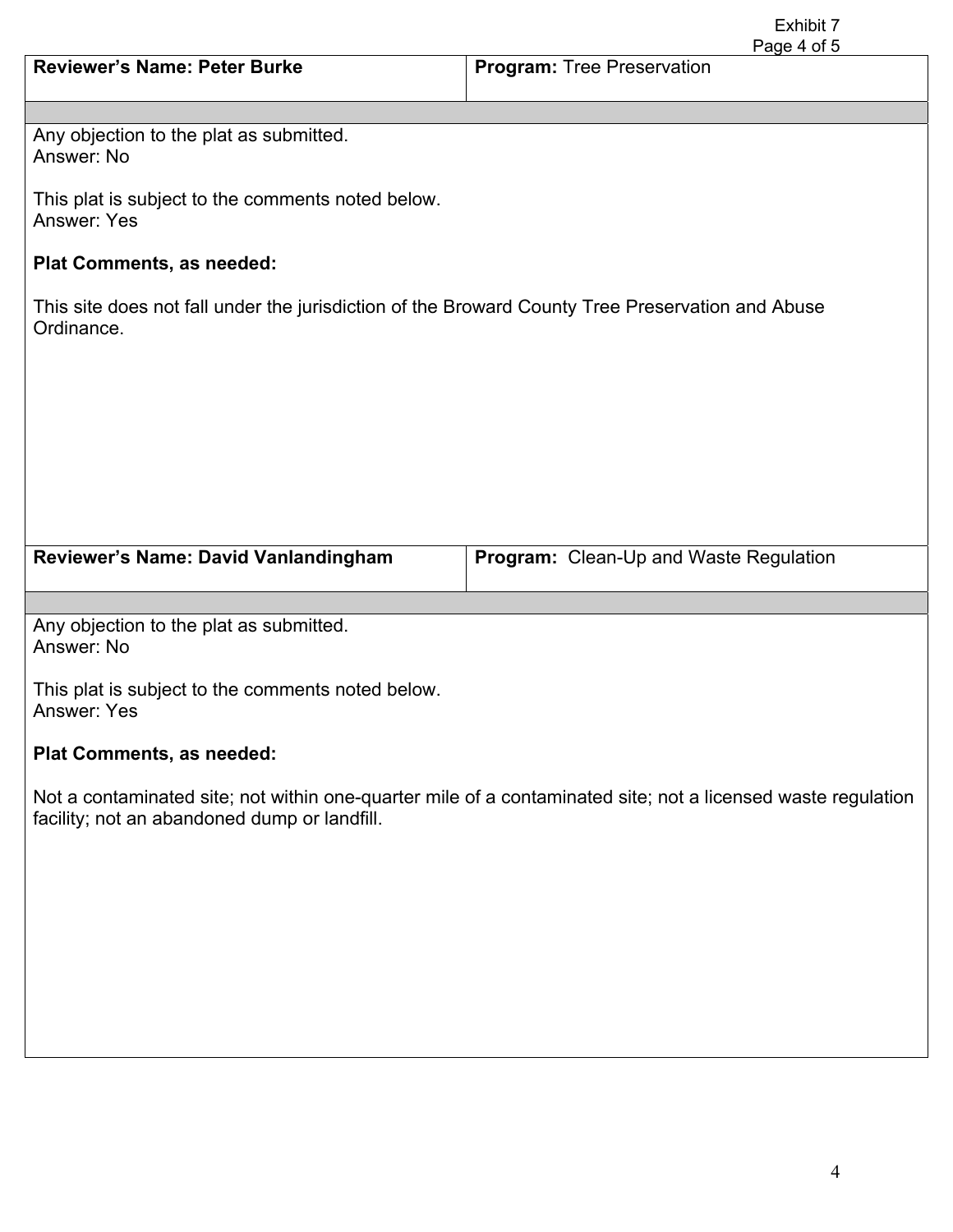| **Reviewer's Name: Peter Burke** | **Program:** Tree Preservation |
| --- | --- |

Any objection to the plat as submitted.
Answer: No

This plat is subject to the comments noted below.
Answer: Yes

**Plat Comments, as needed:**

This site does not fall under the jurisdiction of the Broward County Tree Preservation and Abuse Ordinance.

| **Reviewer's Name: David Vanlandingham** | **Program:** Clean-Up and Waste Regulation |
| --- | --- |

Any objection to the plat as submitted.
Answer: No

This plat is subject to the comments noted below.
Answer: Yes

**Plat Comments, as needed:**

Not a contaminated site; not within one-quarter mile of a contaminated site; not a licensed waste regulation facility; not an abandoned dump or landfill.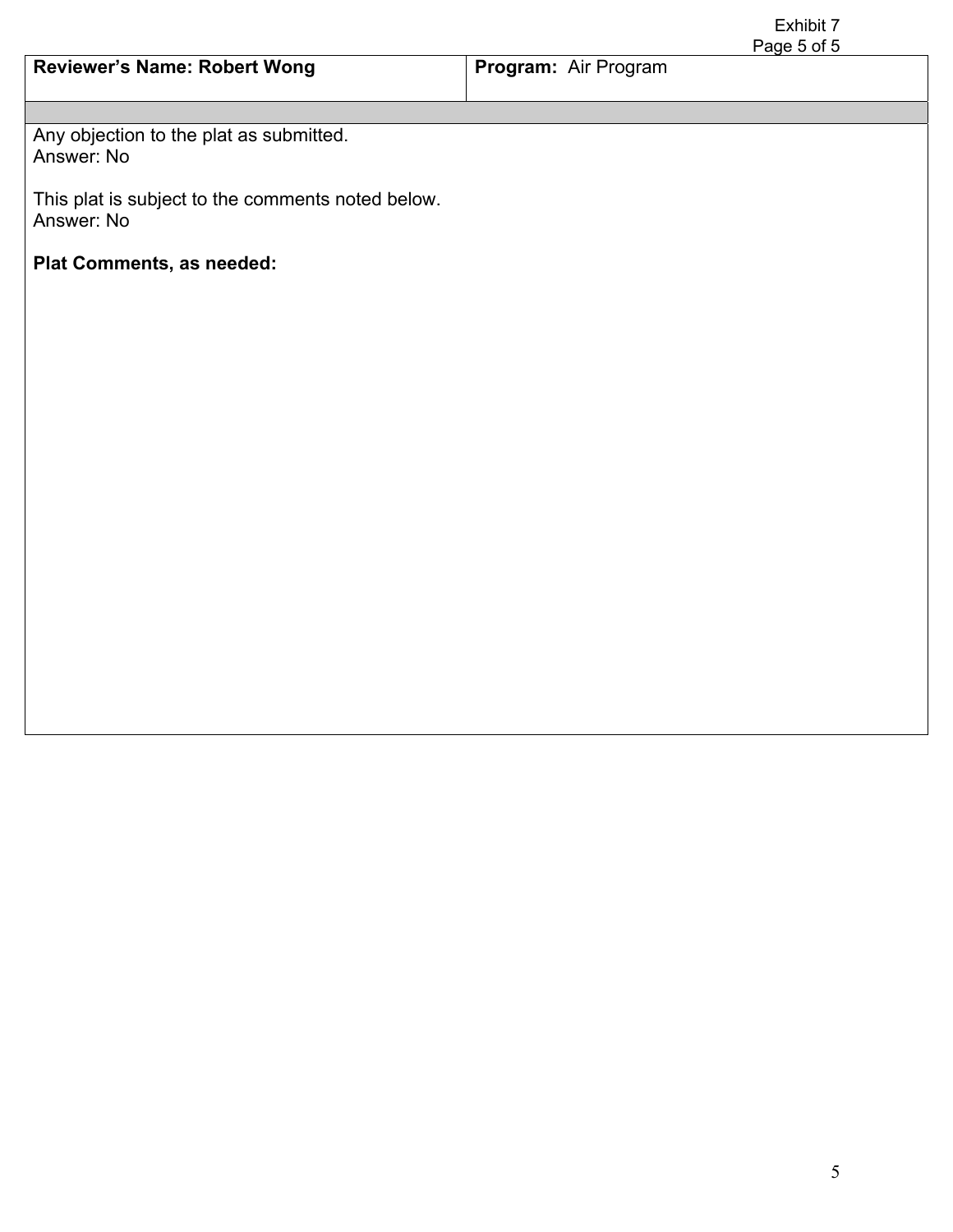Exhibit 7

| **Reviewer's Name: Robert Wong** | **Program:** Air Program |
|---|---|

Any objection to the plat as submitted.
Answer: No

This plat is subject to the comments noted below.
Answer: No

**Plat Comments, as needed:**